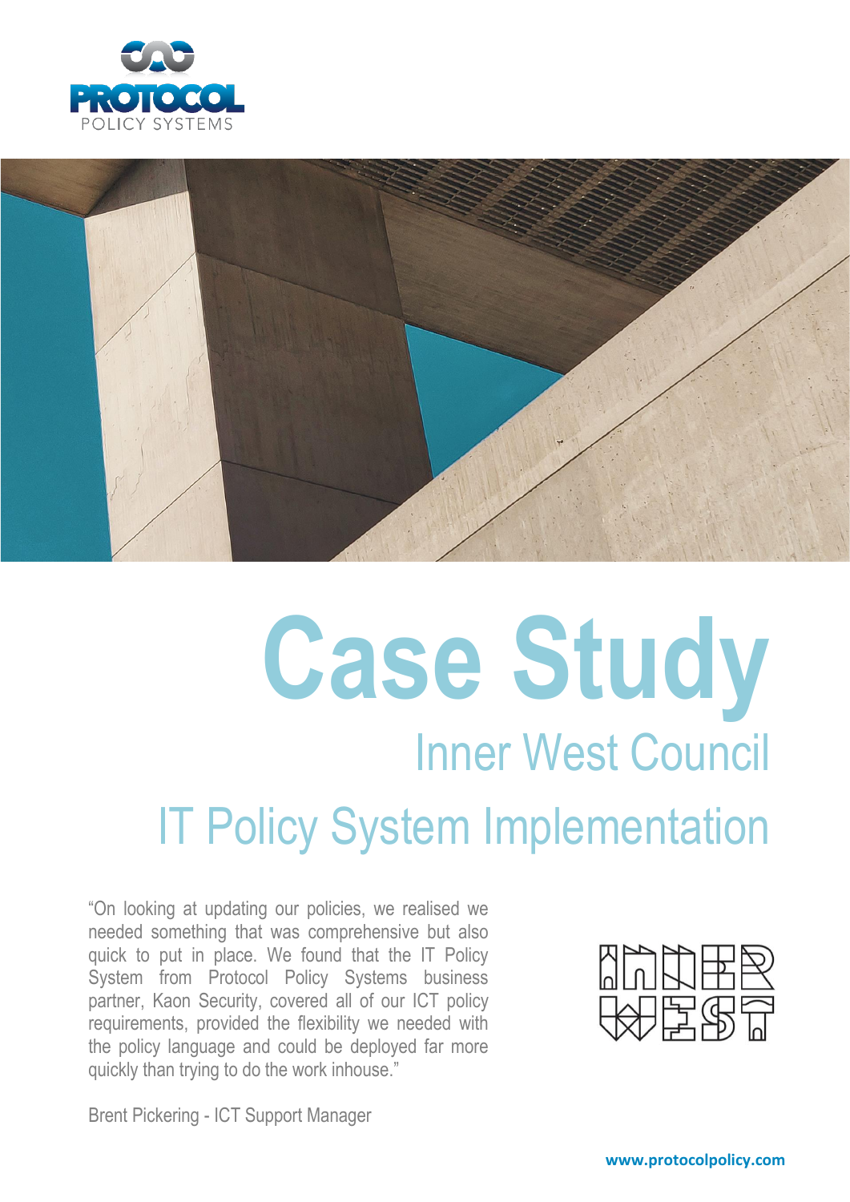# Case Study

## Inner West Council

## IT Policy System Implementation

"On looking at updating our policies, we realised we needed something that was comprehensive but also quick to put in place. We found that the IT Policy System from Protocol Policy Systems business partner, Kaon Security, covered all of our ICT policy requirements, provided the flexibility we needed with the policy language and could be deployed far more quickly than trying to do the work inhouse."

Brent Pickering - ICT Support Manager

**www.protocolpolicy.com**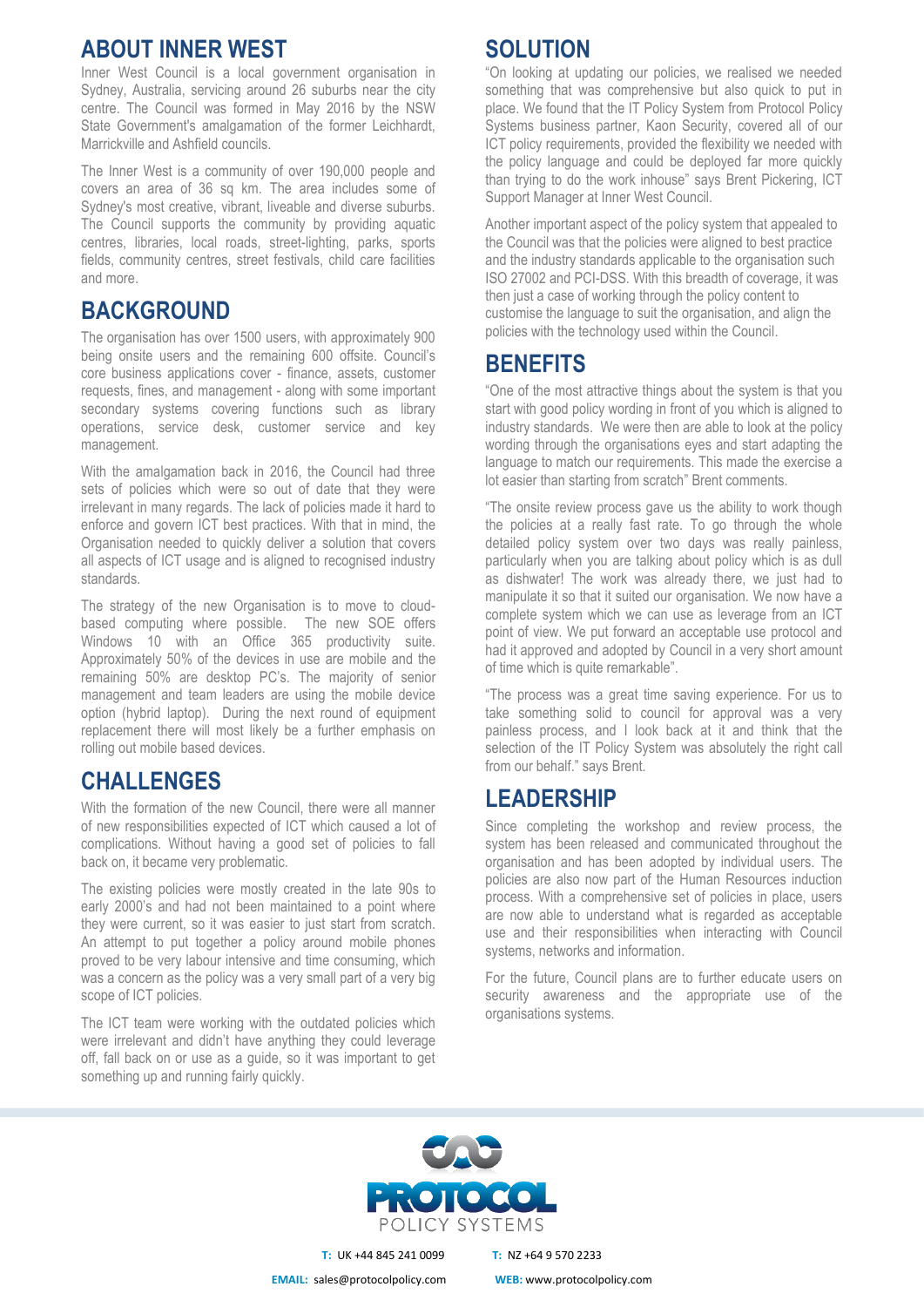## ABOUT INNER WEST

Inner West Council is a local government organisation in Sydney, Australia, servicing around 26 suburbs near the city centre. The Council was formed in May 2016 by the NSW State Government's amalgamation of the former Leichhardt, Marrickville and Ashfield councils.

The Inner West is a community of over 190,000 people and covers an area of 36 sq km. The area includes some of Sydney's most creative, vibrant, liveable and diverse suburbs. The Council supports the community by providing aquatic centres, libraries, local roads, street-lighting, parks, sports fields, community centres, street festivals, child care facilities and more.

## BACKGROUND

The organisation has over 1500 users, with approximately 900 being onsite users and the remaining 600 offsite. Council's core business applications cover - finance, assets, customer requests, fines, and management - along with some important secondary systems covering functions such as library operations, service desk, customer service and key management.

With the amalgamation back in 2016, the Council had three sets of policies which were so out of date that they were irrelevant in many regards. The lack of policies made it hard to enforce and govern ICT best practices. With that in mind, the Organisation needed to quickly deliver a solution that covers all aspects of ICT usage and is aligned to recognised industry standards.

The strategy of the new Organisation is to move to cloud-based computing where possible. The new SOE offers Windows 10 with an Office 365 productivity suite. Approximately 50% of the devices in use are mobile and the remaining 50% are desktop PC's. The majority of senior management and team leaders are using the mobile device option (hybrid laptop). During the next round of equipment replacement there will most likely be a further emphasis on rolling out mobile based devices.

## CHALLENGES

With the formation of the new Council, there were all manner of new responsibilities expected of ICT which caused a lot of complications. Without having a good set of policies to fall back on, it became very problematic.

The existing policies were mostly created in the late 90s to early 2000's and had not been maintained to a point where they were current, so it was easier to just start from scratch. An attempt to put together a policy around mobile phones proved to be very labour intensive and time consuming, which was a concern as the policy was a very small part of a very big scope of ICT policies.

The ICT team were working with the outdated policies which were irrelevant and didn't have anything they could leverage off, fall back on or use as a guide, so it was important to get something up and running fairly quickly.

## SOLUTION

"On looking at updating our policies, we realised we needed something that was comprehensive but also quick to put in place. We found that the IT Policy System from Protocol Policy Systems business partner, Kaon Security, covered all of our ICT policy requirements, provided the flexibility we needed with the policy language and could be deployed far more quickly than trying to do the work inhouse" says Brent Pickering, ICT Support Manager at Inner West Council.

Another important aspect of the policy system that appealed to the Council was that the policies were aligned to best practice and the industry standards applicable to the organisation such ISO 27002 and PCI-DSS. With this breadth of coverage, it was then just a case of working through the policy content to customise the language to suit the organisation, and align the policies with the technology used within the Council.

## BENEFITS

"One of the most attractive things about the system is that you start with good policy wording in front of you which is aligned to industry standards. We were then are able to look at the policy wording through the organisations eyes and start adapting the language to match our requirements. This made the exercise a lot easier than starting from scratch" Brent comments.

"The onsite review process gave us the ability to work though the policies at a really fast rate. To go through the whole detailed policy system over two days was really painless, particularly when you are talking about policy which is as dull as dishwater! The work was already there, we just had to manipulate it so that it suited our organisation. We now have a complete system which we can use as leverage from an ICT point of view. We put forward an acceptable use protocol and had it approved and adopted by Council in a very short amount of time which is quite remarkable".

"The process was a great time saving experience. For us to take something solid to council for approval was a very painless process, and I look back at it and think that the selection of the IT Policy System was absolutely the right call from our behalf." says Brent.

## LEADERSHIP

Since completing the workshop and review process, the system has been released and communicated throughout the organisation and has been adopted by individual users. The policies are also now part of the Human Resources induction process. With a comprehensive set of policies in place, users are now able to understand what is regarded as acceptable use and their responsibilities when interacting with Council systems, networks and information.

For the future, Council plans are to further educate users on security awareness and the appropriate use of the organisations systems.

PROTOCOL POLICY SYSTEMS

**T:** UK +44 845 241 0099 **T:** NZ +64 9 570 2233

**EMAIL:** sales@protocolpolicy.com **WEB:** www.protocolpolicy.com